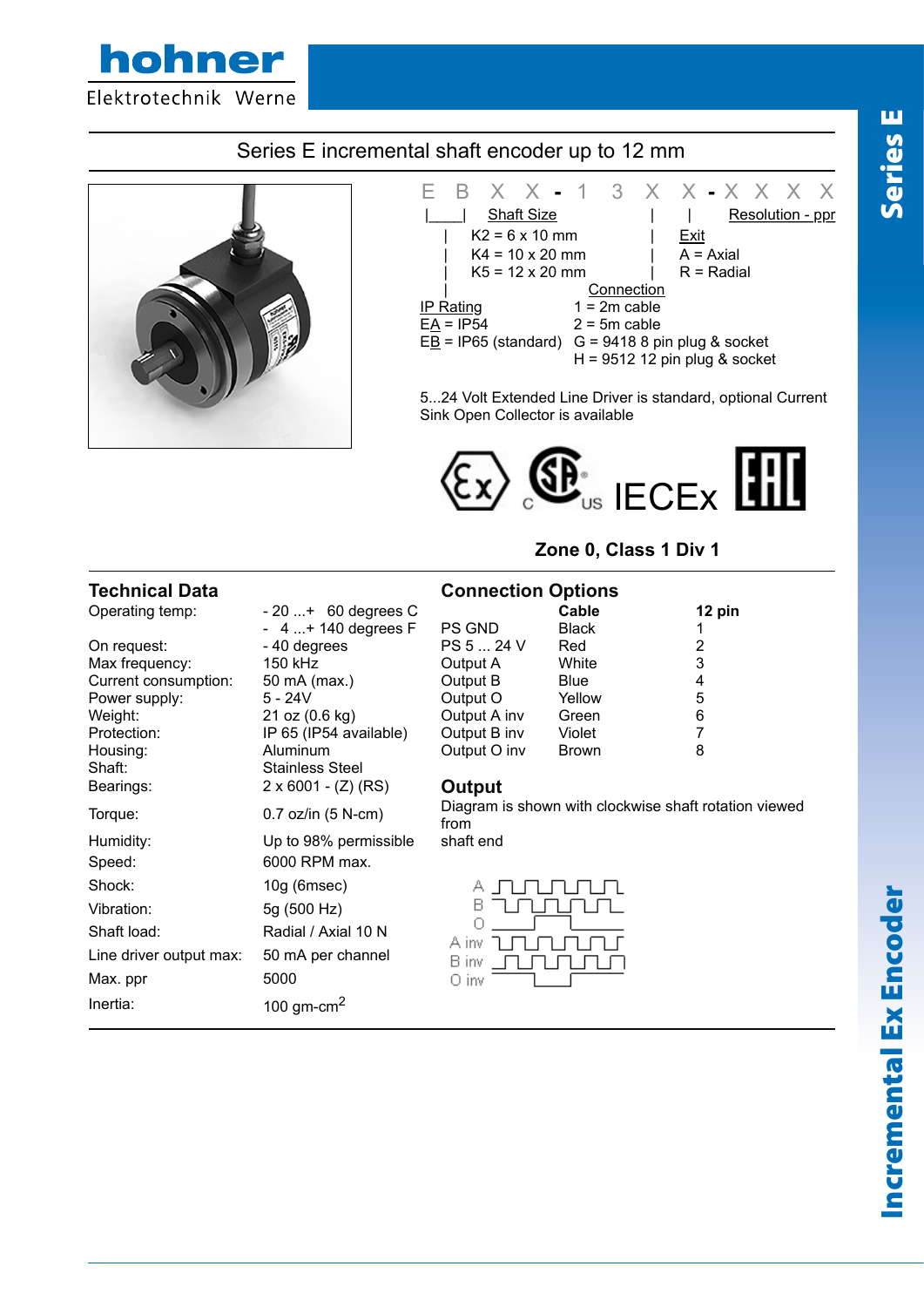# Series E incremental shaft encoder up to 12 mm

E B X X - 1 3 X X - X X X X

**Shaft Size**
- K2 = 6 x 10 mm
- K4 = 10 x 20 mm
- K5 = 12 x 20 mm

**Resolution - ppr**

**Exit**
- A = Axial
- R = Radial

**IP Rating**
- EA = IP54
- EB = IP65 (standard)

**Connection**
- 1 = 2m cable
- 2 = 5m cable
- G = 9418 8 pin plug & socket
- H = 9512 12 pin plug & socket

5...24 Volt Extended Line Driver is standard, optional Current Sink Open Collector is available

IECEx

**Zone 0, Class 1 Div 1**

## Technical Data

| | |
|---|---|
| Operating temp: | - 20 ...+ 60 degrees C |
| | - 4 ...+ 140 degrees F |
| On request: | - 40 degrees |
| Max frequency: | 150 kHz |
| Current consumption: | 50 mA (max.) |
| Power supply: | 5 - 24V |
| Weight: | 21 oz (0.6 kg) |
| Protection: | IP 65 (IP54 available) |
| Housing: | Aluminum |
| Shaft: | Stainless Steel |
| Bearings: | 2 x 6001 - (Z) (RS) |
| Torque: | 0.7 oz/in (5 N-cm) |
| Humidity: | Up to 98% permissible |
| Speed: | 6000 RPM max. |
| Shock: | 10g (6msec) |
| Vibration: | 5g (500 Hz) |
| Shaft load: | Radial / Axial 10 N |
| Line driver output max: | 50 mA per channel |
| Max. ppr | 5000 |
| Inertia: | 100 gm-cm$^2$ |

## Connection Options

| | Cable | 12 pin |
|---|---|---|
| PS GND | Black | 1 |
| PS 5 ... 24 V | Red | 2 |
| Output A | White | 3 |
| Output B | Blue | 4 |
| Output O | Yellow | 5 |
| Output A inv | Green | 6 |
| Output B inv | Violet | 7 |
| Output O inv | Brown | 8 |

## Output

Diagram is shown with clockwise shaft rotation viewed from shaft end

A
B
O
A inv
B inv
O inv

Series E

Incremental Ex Encoder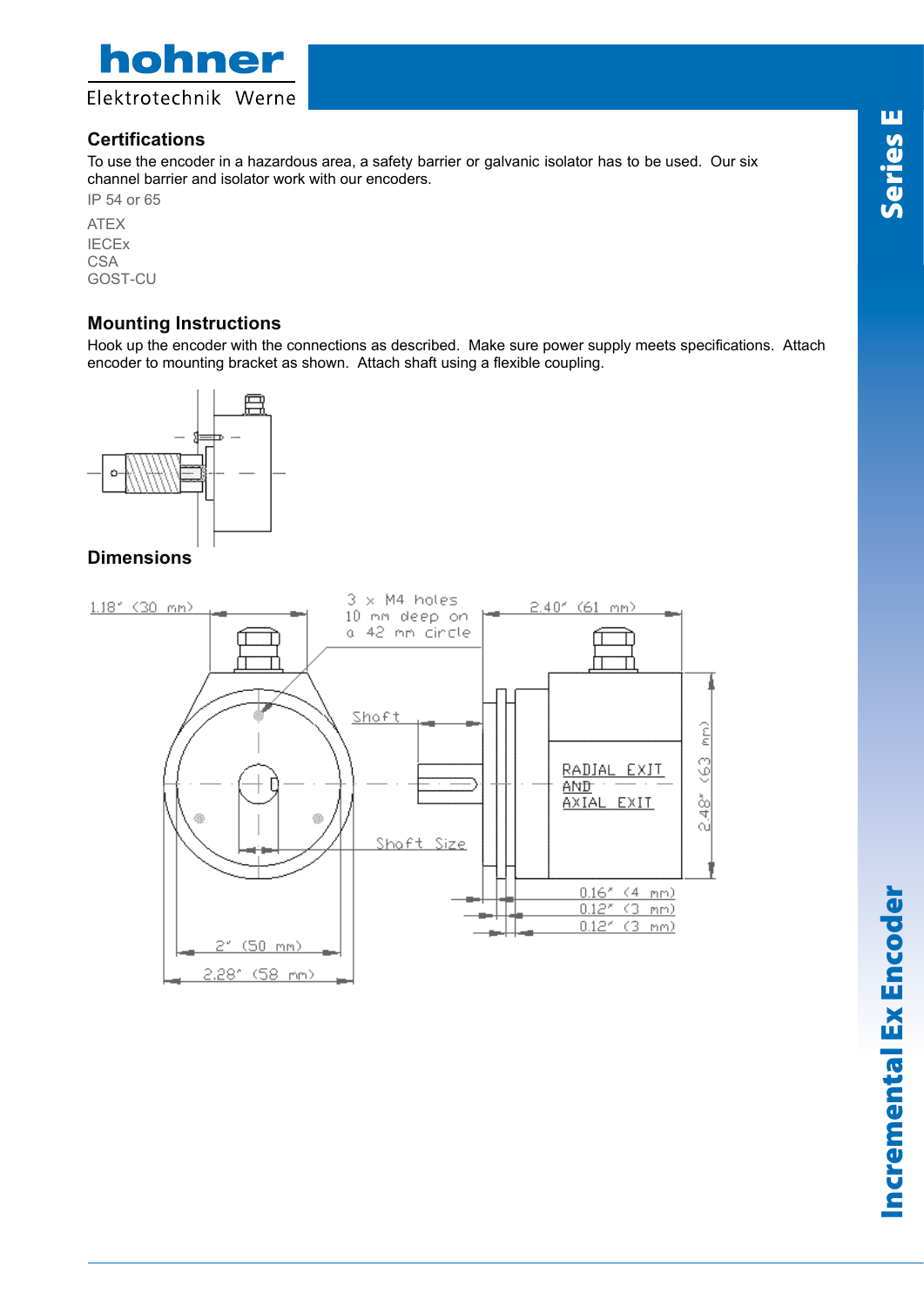## Certifications

To use the encoder in a hazardous area, a safety barrier or galvanic isolator has to be used. Our six channel barrier and isolator work with our encoders.

IP 54 or 65

ATEX
IECEx
CSA
GOST-CU

## Mounting Instructions

Hook up the encoder with the connections as described. Make sure power supply meets specifications. Attach encoder to mounting bracket as shown. Attach shaft using a flexible coupling.

## Dimensions

1.18" (30 mm)
3 x M4 holes
10 mm deep on
a 42 mm circle
2.40" (61 mm)
Shaft
Shaft Size
RADIAL EXIT
AND
AXIAL EXIT
2.48" (63 mm)
0.16" (4 mm)
0.12" (3 mm)
0.12" (3 mm)
2" (50 mm)
2.28" (58 mm)